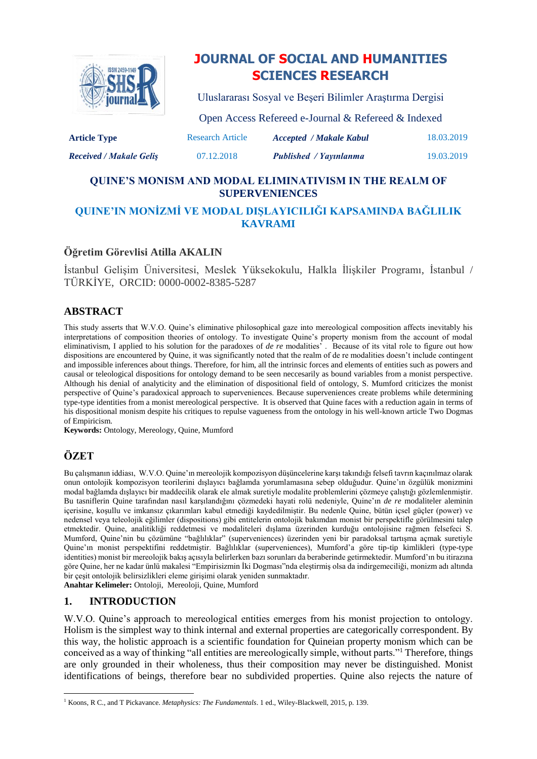# JOURNAL OF SOCIAL AND HUMANITIES SCIENCES RESEARCH

Uluslararası Sosyal ve Beşeri Bilimler Araştırma Dergisi

Open Access Refereed e-Journal & Refereed & Indexed

| **Article Type** | Research Article | ***Accepted / Makale Kabul*** | 18.03.2019 |
|---|---|---|---|
| ***Received / Makale Geliş*** | 07.12.2018 | ***Published / Yayınlanma*** | 19.03.2019 |

## QUINE'S MONISM AND MODAL ELIMINATIVISM IN THE REALM OF SUPERVENIENCES

## QUINE'IN MONİZMİ VE MODAL DIŞLAYICILIĞI KAPSAMINDA BAĞLILIK KAVRAMI

### Öğretim Görevlisi Atilla AKALIN

İstanbul Gelişim Üniversitesi, Meslek Yüksekokulu, Halkla İlişkiler Programı, İstanbul / TÜRKİYE, ORCID: 0000-0002-8385-5287

## ABSTRACT

This study asserts that W.V.O. Quine's eliminative philosophical gaze into mereological composition affects inevitably his interpretations of composition theories of ontology. To investigate Quine's property monism from the account of modal eliminativism, I applied to his solution for the paradoxes of *de re* modalities' . Because of its vital role to figure out how dispositions are encountered by Quine, it was significantly noted that the realm of de re modalities doesn't include contingent and impossible inferences about things. Therefore, for him, all the intrinsic forces and elements of entities such as powers and causal or teleological dispositions for ontology demand to be seen neccesarily as bound variables from a monist perspective. Although his denial of analyticity and the elimination of dispositional field of ontology, S. Mumford criticizes the monist perspective of Quine's paradoxical approach to superveniences. Because superveniences create problems while determining type-type identities from a monist mereological perspective. It is observed that Quine faces with a reduction again in terms of his dispositional monism despite his critiques to repulse vagueness from the ontology in his well-known article Two Dogmas of Empiricism.

**Keywords:** Ontology, Mereology, Quine, Mumford

## ÖZET

Bu çalışmanın iddiası, W.V.O. Quine'ın mereolojik kompozisyon düşüncelerine karşı takındığı felsefi tavrın kaçınılmaz olarak onun ontolojik kompozisyon teorilerini dışlayıcı bağlamda yorumlamasına sebep olduğudur. Quine'ın özgülük monizmini modal bağlamda dışlayıcı bir maddecilik olarak ele almak suretiyle modalite problemlerini çözmeye çalıştığı gözlemlenmiştir. Bu tasniflerin Quine tarafından nasıl karşılandığını çözmedeki hayati rolü nedeniyle, Quine'ın *de re* modaliteler aleminin içerisine, koşullu ve imkansız çıkarımları kabul etmediği kaydedilmiştir. Bu nedenle Quine, bütün içsel güçler (power) ve nedensel veya teleolojik eğilimler (dispositions) gibi entitelerin ontolojik bakımdan monist bir perspektifle görülmesini talep etmektedir. Quine, analitikliği reddetmesi ve modaliteleri dışlama üzerinden kurduğu ontolojisine rağmen felsefeci S. Mumford, Quine'nin bu çözümüne "bağlılıklar" (superveniences) üzerinden yeni bir paradoksal tartışma açmak suretiyle Quine'ın monist perspektifini reddetmiştir. Bağlılıklar (superveniences), Mumford'a göre tip-tip kimlikleri (type-type identities) monist bir mereolojik bakış açısıyla belirlerken bazı sorunları da beraberinde getirmektedir. Mumford'ın bu itirazına göre Quine, her ne kadar ünlü makalesi "Empirisizmin İki Dogması"nda eleştirmiş olsa da indirgemeciliği, monizm adı altında bir çeşit ontolojik belirsizlikleri eleme girişimi olarak yeniden sunmaktadır.

**Anahtar Kelimeler:** Ontoloji, Mereoloji, Quine, Mumford

## 1. INTRODUCTION

W.V.O. Quine's approach to mereological entities emerges from his monist projection to ontology. Holism is the simplest way to think internal and external properties are categorically correspondent. By this way, the holistic approach is a scientific foundation for Quineian property monism which can be conceived as a way of thinking "all entities are mereologically simple, without parts."[1] Therefore, things are only grounded in their wholeness, thus their composition may never be distinguished. Monist identifications of beings, therefore bear no subdivided properties. Quine also rejects the nature of

[1] Koons, R C., and T Pickavance. *Metaphysics: The Fundamentals*. 1 ed., Wiley-Blackwell, 2015, p. 139.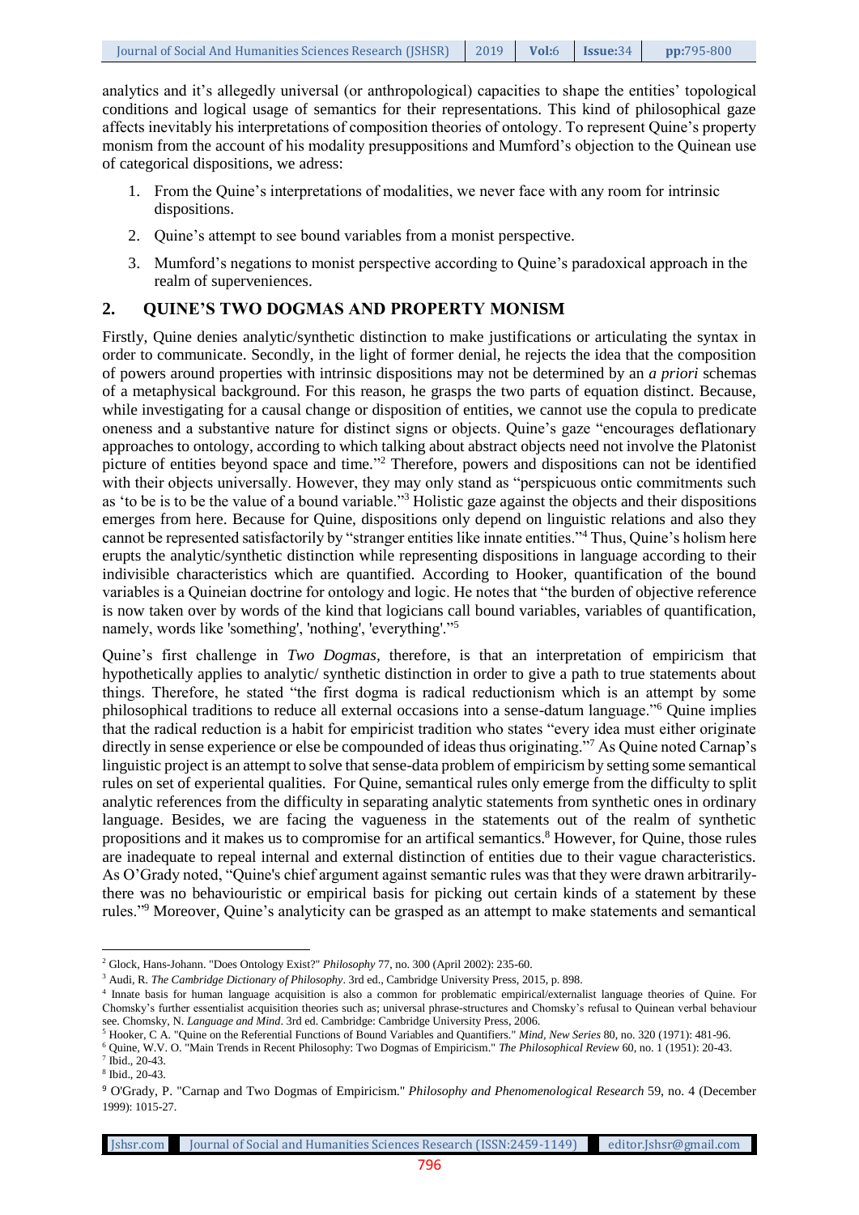analytics and it's allegedly universal (or anthropological) capacities to shape the entities' topological conditions and logical usage of semantics for their representations. This kind of philosophical gaze affects inevitably his interpretations of composition theories of ontology. To represent Quine's property monism from the account of his modality presuppositions and Mumford's objection to the Quinean use of categorical dispositions, we adress:

1. From the Quine's interpretations of modalities, we never face with any room for intrinsic dispositions.
2. Quine's attempt to see bound variables from a monist perspective.
3. Mumford's negations to monist perspective according to Quine's paradoxical approach in the realm of superveniences.

## 2. QUINE'S TWO DOGMAS AND PROPERTY MONISM

Firstly, Quine denies analytic/synthetic distinction to make justifications or articulating the syntax in order to communicate. Secondly, in the light of former denial, he rejects the idea that the composition of powers around properties with intrinsic dispositions may not be determined by an *a priori* schemas of a metaphysical background. For this reason, he grasps the two parts of equation distinct. Because, while investigating for a causal change or disposition of entities, we cannot use the copula to predicate oneness and a substantive nature for distinct signs or objects. Quine's gaze "encourages deflationary approaches to ontology, according to which talking about abstract objects need not involve the Platonist picture of entities beyond space and time."[2] Therefore, powers and dispositions can not be identified with their objects universally. However, they may only stand as "perspicuous ontic commitments such as 'to be is to be the value of a bound variable."[3] Holistic gaze against the objects and their dispositions emerges from here. Because for Quine, dispositions only depend on linguistic relations and also they cannot be represented satisfactorily by "stranger entities like innate entities."[4] Thus, Quine's holism here erupts the analytic/synthetic distinction while representing dispositions in language according to their indivisible characteristics which are quantified. According to Hooker, quantification of the bound variables is a Quineian doctrine for ontology and logic. He notes that "the burden of objective reference is now taken over by words of the kind that logicians call bound variables, variables of quantification, namely, words like 'something', 'nothing', 'everything'."[5]

Quine's first challenge in *Two Dogmas*, therefore, is that an interpretation of empiricism that hypothetically applies to analytic/ synthetic distinction in order to give a path to true statements about things. Therefore, he stated "the first dogma is radical reductionism which is an attempt by some philosophical traditions to reduce all external occasions into a sense-datum language."[6] Quine implies that the radical reduction is a habit for empiricist tradition who states "every idea must either originate directly in sense experience or else be compounded of ideas thus originating."[7] As Quine noted Carnap's linguistic project is an attempt to solve that sense-data problem of empiricism by setting some semantical rules on set of experiential qualities. For Quine, semantical rules only emerge from the difficulty to split analytic references from the difficulty in separating analytic statements from synthetic ones in ordinary language. Besides, we are facing the vagueness in the statements out of the realm of synthetic propositions and it makes us to compromise for an artifical semantics.[8] However, for Quine, those rules are inadequate to repeal internal and external distinction of entities due to their vague characteristics. As O'Grady noted, "Quine's chief argument against semantic rules was that they were drawn arbitrarily-there was no behaviouristic or empirical basis for picking out certain kinds of a statement by these rules."[9] Moreover, Quine's analyticity can be grasped as an attempt to make statements and semantical

---

[2] Glock, Hans-Johann. "Does Ontology Exist?" *Philosophy* 77, no. 300 (April 2002): 235-60.

[3] Audi, R. *The Cambridge Dictionary of Philosophy*. 3rd ed., Cambridge University Press, 2015, p. 898.

[4] Innate basis for human language acquisition is also a common for problematic empirical/externalist language theories of Quine. For Chomsky's further essentialist acquisition theories such as; universal phrase-structures and Chomsky's refusal to Quinean verbal behaviour see. Chomsky, N. *Language and Mind*. 3rd ed. Cambridge: Cambridge University Press, 2006.

[5] Hooker, C A. "Quine on the Referential Functions of Bound Variables and Quantifiers." *Mind, New Series* 80, no. 320 (1971): 481-96.

[6] Quine, W.V. O. "Main Trends in Recent Philosophy: Two Dogmas of Empiricism." *The Philosophical Review* 60, no. 1 (1951): 20-43.

[7] Ibid., 20-43.

[8] Ibid., 20-43.

[9] O'Grady, P. "Carnap and Two Dogmas of Empiricism." *Philosophy and Phenomenological Research* 59, no. 4 (December 1999): 1015-27.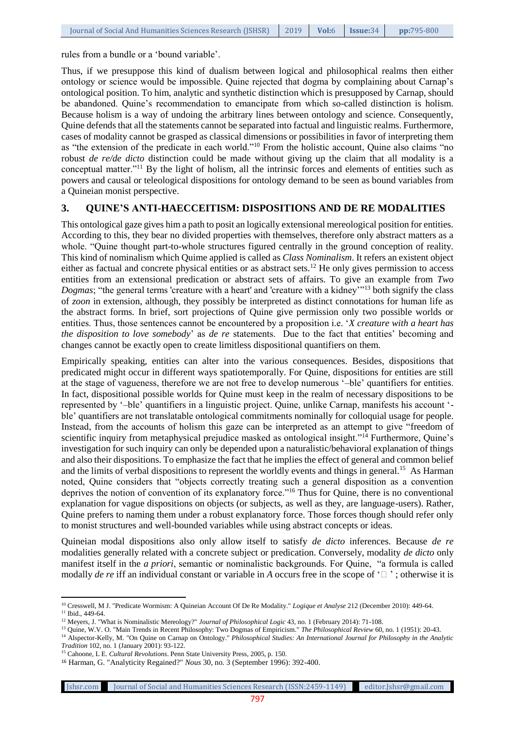rules from a bundle or a 'bound variable'.

Thus, if we presuppose this kind of dualism between logical and philosophical realms then either ontology or science would be impossible. Quine rejected that dogma by complaining about Carnap's ontological position. To him, analytic and synthetic distinction which is presupposed by Carnap, should be abandoned. Quine's recommendation to emancipate from which so-called distinction is holism. Because holism is a way of undoing the arbitrary lines between ontology and science. Consequently, Quine defends that all the statements cannot be separated into factual and linguistic realms. Furthermore, cases of modality cannot be grasped as classical dimensions or possibilities in favor of interpreting them as "the extension of the predicate in each world."[10] From the holistic account, Quine also claims "no robust *de re/de dicto* distinction could be made without giving up the claim that all modality is a conceptual matter."[11] By the light of holism, all the intrinsic forces and elements of entities such as powers and causal or teleological dispositions for ontology demand to be seen as bound variables from a Quineian monist perspective.

## 3. QUINE'S ANTI-HAECCEITISM: DISPOSITIONS AND DE RE MODALITIES

This ontological gaze gives him a path to posit an logically extensional mereological position for entities. According to this, they bear no divided properties with themselves, therefore only abstract matters as a whole. "Quine thought part-to-whole structures figured centrally in the ground conception of reality. This kind of nominalism which Quime applied is called as *Class Nominalism*. It refers an existent object either as factual and concrete physical entities or as abstract sets.[12] He only gives permission to access entities from an extensional predication or abstract sets of affairs. To give an example from *Two Dogmas*; "the general terms 'creature with a heart' and 'creature with a kidney'"[13] both signify the class of *zoon* in extension, although, they possibly be interpreted as distinct connotations for human life as the abstract forms. In brief, sort projections of Quine give permission only two possible worlds or entities. Thus, those sentences cannot be encountered by a proposition i.e. '*X creature with a heart has the disposition to love somebody*' as *de re* statements. Due to the fact that entities' becoming and changes cannot be exactly open to create limitless dispositional quantifiers on them.

Empirically speaking, entities can alter into the various consequences. Besides, dispositions that predicated might occur in different ways spatiotemporally. For Quine, dispositions for entities are still at the stage of vagueness, therefore we are not free to develop numerous '–ble' quantifiers for entities. In fact, dispositional possible worlds for Quine must keep in the realm of necessary dispositions to be represented by '–ble' quantifiers in a linguistic project. Quine, unlike Carnap, manifests his account '-ble' quantifiers are not translatable ontological commitments nominally for colloquial usage for people. Instead, from the accounts of holism this gaze can be interpreted as an attempt to give "freedom of scientific inquiry from metaphysical prejudice masked as ontological insight."[14] Furthermore, Quine's investigation for such inquiry can only be depended upon a naturalistic/behavioral explanation of things and also their dispositions. To emphasize the fact that he implies the effect of general and common belief and the limits of verbal dispositions to represent the worldly events and things in general.[15] As Harman noted, Quine considers that "objects correctly treating such a general disposition as a convention deprives the notion of convention of its explanatory force."[16] Thus for Quine, there is no conventional explanation for vague dispositions on objects (or subjects, as well as they, are language-users). Rather, Quine prefers to naming them under a robust explanatory force. Those forces though should refer only to monist structures and well-bounded variables while using abstract concepts or ideas.

Quineian modal dispositions also only allow itself to satisfy *de dicto* inferences. Because *de re* modalities generally related with a concrete subject or predication. Conversely, modality *de dicto* only manifest itself in the *a priori*, semantic or nominalistic backgrounds. For Quine, "a formula is called modally *de re* iff an individual constant or variable in *A* occurs free in the scope of '$\Box$' ; otherwise it is

---

[10] Cresswell, M J. "Predicate Wormism: A Quineian Account Of De Re Modality." *Logique et Analyse* 212 (December 2010): 449-64.

[11] Ibid., 449-64.

[12] Meyers, J. "What is Nominalistic Mereology?" *Journal of Philosophical Logic* 43, no. 1 (February 2014): 71-108.

[13] Quine, W.V. O. "Main Trends in Recent Philosophy: Two Dogmas of Empiricism." *The Philosophical Review* 60, no. 1 (1951): 20-43.

[14] Alspector-Kelly, M. "On Quine on Carnap on Ontology." *Philosophical Studies: An International Journal for Philosophy in the Analytic Tradition* 102, no. 1 (January 2001): 93-122.

[15] Cahoone, L E. *Cultural Revolutions*. Penn State University Press, 2005, p. 150.

[16] Harman, G. "Analyticity Regained?" *Nous* 30, no. 3 (September 1996): 392-400.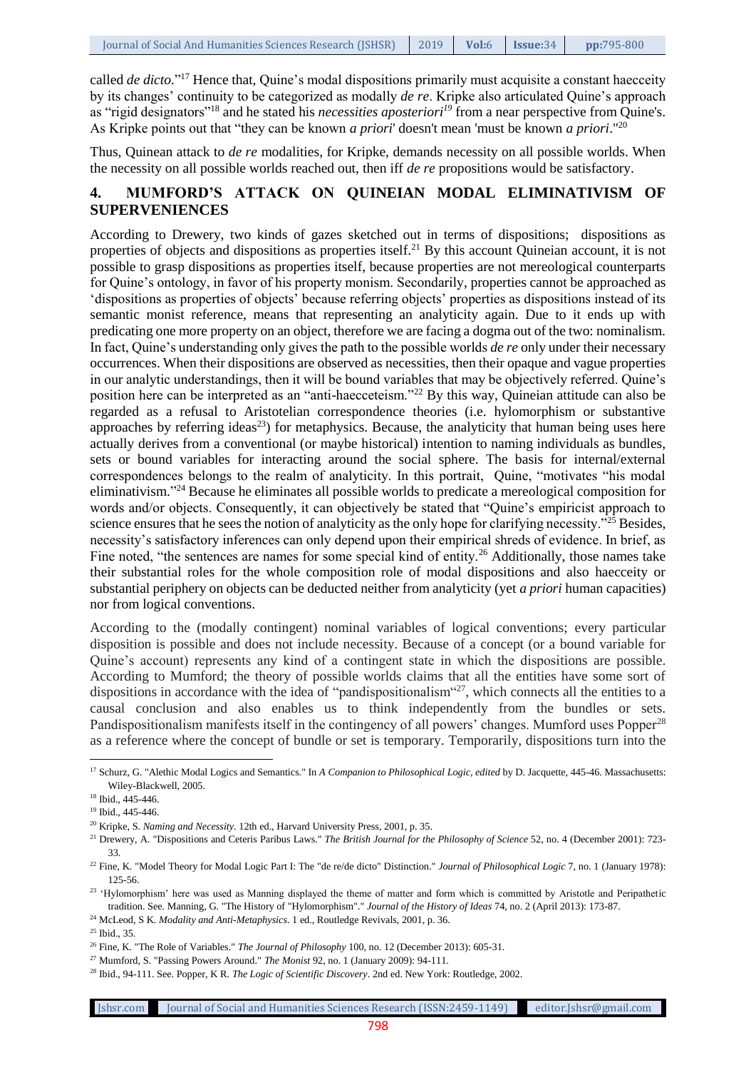called *de dicto*."[17] Hence that, Quine's modal dispositions primarily must acquisite a constant haecceity by its changes' continuity to be categorized as modally *de re*. Kripke also articulated Quine's approach as "rigid designators"[18] and he stated his *necessities aposteriori*[19] from a near perspective from Quine's. As Kripke points out that "they can be known *a priori*' doesn't mean 'must be known *a priori*."[20]

Thus, Quinean attack to *de re* modalities, for Kripke, demands necessity on all possible worlds. When the necessity on all possible worlds reached out, then iff *de re* propositions would be satisfactory.

## 4. MUMFORD'S ATTACK ON QUINEIAN MODAL ELIMINATIVISM OF SUPERVENIENCES

According to Drewery, two kinds of gazes sketched out in terms of dispositions; dispositions as properties of objects and dispositions as properties itself.[21] By this account Quineian account, it is not possible to grasp dispositions as properties itself, because properties are not mereological counterparts for Quine's ontology, in favor of his property monism. Secondarily, properties cannot be approached as 'dispositions as properties of objects' because referring objects' properties as dispositions instead of its semantic monist reference, means that representing an analyticity again. Due to it ends up with predicating one more property on an object, therefore we are facing a dogma out of the two: nominalism. In fact, Quine's understanding only gives the path to the possible worlds *de re* only under their necessary occurrences. When their dispositions are observed as necessities, then their opaque and vague properties in our analytic understandings, then it will be bound variables that may be objectively referred. Quine's position here can be interpreted as an "anti-haecceteism."[22] By this way, Quineian attitude can also be regarded as a refusal to Aristotelian correspondence theories (i.e. hylomorphism or substantive approaches by referring ideas[23]) for metaphysics. Because, the analyticity that human being uses here actually derives from a conventional (or maybe historical) intention to naming individuals as bundles, sets or bound variables for interacting around the social sphere. The basis for internal/external correspondences belongs to the realm of analyticity. In this portrait, Quine, "motivates "his modal eliminativism."[24] Because he eliminates all possible worlds to predicate a mereological composition for words and/or objects. Consequently, it can objectively be stated that "Quine's empiricist approach to science ensures that he sees the notion of analyticity as the only hope for clarifying necessity."[25] Besides, necessity's satisfactory inferences can only depend upon their empirical shreds of evidence. In brief, as Fine noted, "the sentences are names for some special kind of entity.[26] Additionally, those names take their substantial roles for the whole composition role of modal dispositions and also haecceity or substantial periphery on objects can be deducted neither from analyticity (yet *a priori* human capacities) nor from logical conventions.

According to the (modally contingent) nominal variables of logical conventions; every particular disposition is possible and does not include necessity. Because of a concept (or a bound variable for Quine's account) represents any kind of a contingent state in which the dispositions are possible. According to Mumford; the theory of possible worlds claims that all the entities have some sort of dispositions in accordance with the idea of "pandispositionalism"[27], which connects all the entities to a causal conclusion and also enables us to think independently from the bundles or sets. Pandispositionalism manifests itself in the contingency of all powers' changes. Mumford uses Popper[28] as a reference where the concept of bundle or set is temporary. Temporarily, dispositions turn into the

---

[17] Schurz, G. "Alethic Modal Logics and Semantics." In *A Companion to Philosophical Logic, edited* by D. Jacquette, 445-46. Massachusetts: Wiley-Blackwell, 2005.

[18] Ibid., 445-446.

[19] Ibid., 445-446.

[20] Kripke, S. *Naming and Necessity*. 12th ed., Harvard University Press, 2001, p. 35.

[21] Drewery, A. "Dispositions and Ceteris Paribus Laws." *The British Journal for the Philosophy of Science* 52, no. 4 (December 2001): 723-33.

[22] Fine, K. "Model Theory for Modal Logic Part I: The "de re/de dicto" Distinction." *Journal of Philosophical Logic* 7, no. 1 (January 1978): 125-56.

[23] 'Hylomorphism' here was used as Manning displayed the theme of matter and form which is committed by Aristotle and Peripathetic tradition. See. Manning, G. "The History of "Hylomorphism"." *Journal of the History of Ideas* 74, no. 2 (April 2013): 173-87.

[24] McLeod, S K. *Modality and Anti-Metaphysics*. 1 ed., Routledge Revivals, 2001, p. 36.

[25] Ibid., 35.

[26] Fine, K. "The Role of Variables." *The Journal of Philosophy* 100, no. 12 (December 2013): 605-31.

[27] Mumford, S. "Passing Powers Around." *The Monist* 92, no. 1 (January 2009): 94-111.

[28] Ibid., 94-111. See. Popper, K R. *The Logic of Scientific Discovery*. 2nd ed. New York: Routledge, 2002.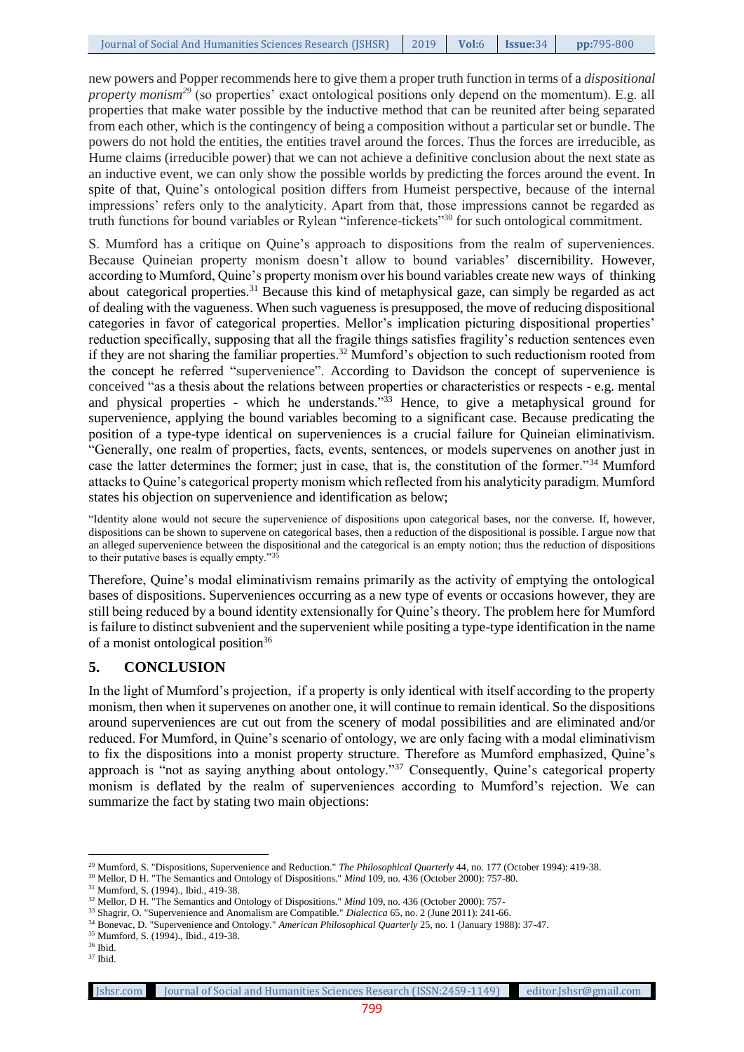new powers and Popper recommends here to give them a proper truth function in terms of a *dispositional property monism*[29] (so properties' exact ontological positions only depend on the momentum). E.g. all properties that make water possible by the inductive method that can be reunited after being separated from each other, which is the contingency of being a composition without a particular set or bundle. The powers do not hold the entities, the entities travel around the forces. Thus the forces are irreducible, as Hume claims (irreducible power) that we can not achieve a definitive conclusion about the next state as an inductive event, we can only show the possible worlds by predicting the forces around the event. In spite of that, Quine's ontological position differs from Humeist perspective, because of the internal impressions' refers only to the analyticity. Apart from that, those impressions cannot be regarded as truth functions for bound variables or Rylean "inference-tickets"[30] for such ontological commitment.

S. Mumford has a critique on Quine's approach to dispositions from the realm of superveniences. Because Quineian property monism doesn't allow to bound variables' discernibility. However, according to Mumford, Quine's property monism over his bound variables create new ways of thinking about categorical properties.[31] Because this kind of metaphysical gaze, can simply be regarded as act of dealing with the vagueness. When such vagueness is presupposed, the move of reducing dispositional categories in favor of categorical properties. Mellor's implication picturing dispositional properties' reduction specifically, supposing that all the fragile things satisfies fragility's reduction sentences even if they are not sharing the familiar properties.[32] Mumford's objection to such reductionism rooted from the concept he referred "supervenience". According to Davidson the concept of supervenience is conceived "as a thesis about the relations between properties or characteristics or respects - e.g. mental and physical properties - which he understands."[33] Hence, to give a metaphysical ground for supervenience, applying the bound variables becoming to a significant case. Because predicating the position of a type-type identical on superveniences is a crucial failure for Quineian eliminativism. "Generally, one realm of properties, facts, events, sentences, or models supervenes on another just in case the latter determines the former; just in case, that is, the constitution of the former."[34] Mumford attacks to Quine's categorical property monism which reflected from his analyticity paradigm. Mumford states his objection on supervenience and identification as below;

> "Identity alone would not secure the supervenience of dispositions upon categorical bases, nor the converse. If, however, dispositions can be shown to supervene on categorical bases, then a reduction of the dispositional is possible. I argue now that an alleged supervenience between the dispositional and the categorical is an empty notion; thus the reduction of dispositions to their putative bases is equally empty."[35]

Therefore, Quine's modal eliminativism remains primarily as the activity of emptying the ontological bases of dispositions. Superveniences occurring as a new type of events or occasions however, they are still being reduced by a bound identity extensionally for Quine's theory. The problem here for Mumford is failure to distinct subvenient and the supervenient while positing a type-type identification in the name of a monist ontological position[36]

## 5. CONCLUSION

In the light of Mumford's projection, if a property is only identical with itself according to the property monism, then when it supervenes on another one, it will continue to remain identical. So the dispositions around superveniences are cut out from the scenery of modal possibilities and are eliminated and/or reduced. For Mumford, in Quine's scenario of ontology, we are only facing with a modal eliminativism to fix the dispositions into a monist property structure. Therefore as Mumford emphasized, Quine's approach is "not as saying anything about ontology."[37] Consequently, Quine's categorical property monism is deflated by the realm of superveniences according to Mumford's rejection. We can summarize the fact by stating two main objections:

---

[29] Mumford, S. "Dispositions, Supervenience and Reduction." *The Philosophical Quarterly* 44, no. 177 (October 1994): 419-38.
[30] Mellor, D H. "The Semantics and Ontology of Dispositions." *Mind* 109, no. 436 (October 2000): 757-80.
[31] Mumford, S. (1994)., Ibid., 419-38.
[32] Mellor, D H. "The Semantics and Ontology of Dispositions." *Mind* 109, no. 436 (October 2000): 757-
[33] Shagrir, O. "Supervenience and Anomalism are Compatible." *Dialectica* 65, no. 2 (June 2011): 241-66.
[34] Bonevac, D. "Supervenience and Ontology." *American Philosophical Quarterly* 25, no. 1 (January 1988): 37-47.
[35] Mumford, S. (1994)., Ibid., 419-38.
[36] Ibid.
[37] Ibid.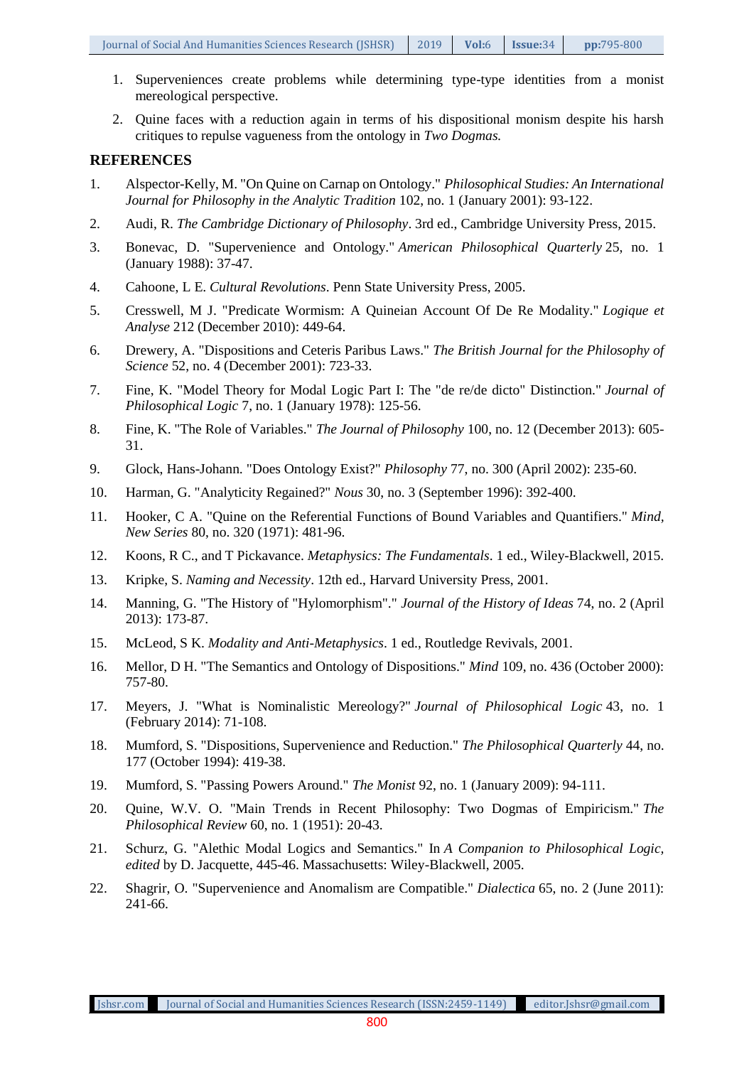1. Superveniences create problems while determining type-type identities from a monist mereological perspective.
2. Quine faces with a reduction again in terms of his dispositional monism despite his harsh critiques to repulse vagueness from the ontology in *Two Dogmas.*

## REFERENCES

1. Alspector-Kelly, M. "On Quine on Carnap on Ontology." *Philosophical Studies: An International Journal for Philosophy in the Analytic Tradition* 102, no. 1 (January 2001): 93-122.
2. Audi, R. *The Cambridge Dictionary of Philosophy*. 3rd ed., Cambridge University Press, 2015.
3. Bonevac, D. "Supervenience and Ontology." *American Philosophical Quarterly* 25, no. 1 (January 1988): 37-47.
4. Cahoone, L E. *Cultural Revolutions*. Penn State University Press, 2005.
5. Cresswell, M J. "Predicate Wormism: A Quineian Account Of De Re Modality." *Logique et Analyse* 212 (December 2010): 449-64.
6. Drewery, A. "Dispositions and Ceteris Paribus Laws." *The British Journal for the Philosophy of Science* 52, no. 4 (December 2001): 723-33.
7. Fine, K. "Model Theory for Modal Logic Part I: The "de re/de dicto" Distinction." *Journal of Philosophical Logic* 7, no. 1 (January 1978): 125-56.
8. Fine, K. "The Role of Variables." *The Journal of Philosophy* 100, no. 12 (December 2013): 605-31.
9. Glock, Hans-Johann. "Does Ontology Exist?" *Philosophy* 77, no. 300 (April 2002): 235-60.
10. Harman, G. "Analyticity Regained?" *Nous* 30, no. 3 (September 1996): 392-400.
11. Hooker, C A. "Quine on the Referential Functions of Bound Variables and Quantifiers." *Mind, New Series* 80, no. 320 (1971): 481-96.
12. Koons, R C., and T Pickavance. *Metaphysics: The Fundamentals*. 1 ed., Wiley-Blackwell, 2015.
13. Kripke, S. *Naming and Necessity*. 12th ed., Harvard University Press, 2001.
14. Manning, G. "The History of "Hylomorphism"." *Journal of the History of Ideas* 74, no. 2 (April 2013): 173-87.
15. McLeod, S K. *Modality and Anti-Metaphysics*. 1 ed., Routledge Revivals, 2001.
16. Mellor, D H. "The Semantics and Ontology of Dispositions." *Mind* 109, no. 436 (October 2000): 757-80.
17. Meyers, J. "What is Nominalistic Mereology?" *Journal of Philosophical Logic* 43, no. 1 (February 2014): 71-108.
18. Mumford, S. "Dispositions, Supervenience and Reduction." *The Philosophical Quarterly* 44, no. 177 (October 1994): 419-38.
19. Mumford, S. "Passing Powers Around." *The Monist* 92, no. 1 (January 2009): 94-111.
20. Quine, W.V. O. "Main Trends in Recent Philosophy: Two Dogmas of Empiricism." *The Philosophical Review* 60, no. 1 (1951): 20-43.
21. Schurz, G. "Alethic Modal Logics and Semantics." In *A Companion to Philosophical Logic, edited* by D. Jacquette, 445-46. Massachusetts: Wiley-Blackwell, 2005.
22. Shagrir, O. "Supervenience and Anomalism are Compatible." *Dialectica* 65, no. 2 (June 2011): 241-66.